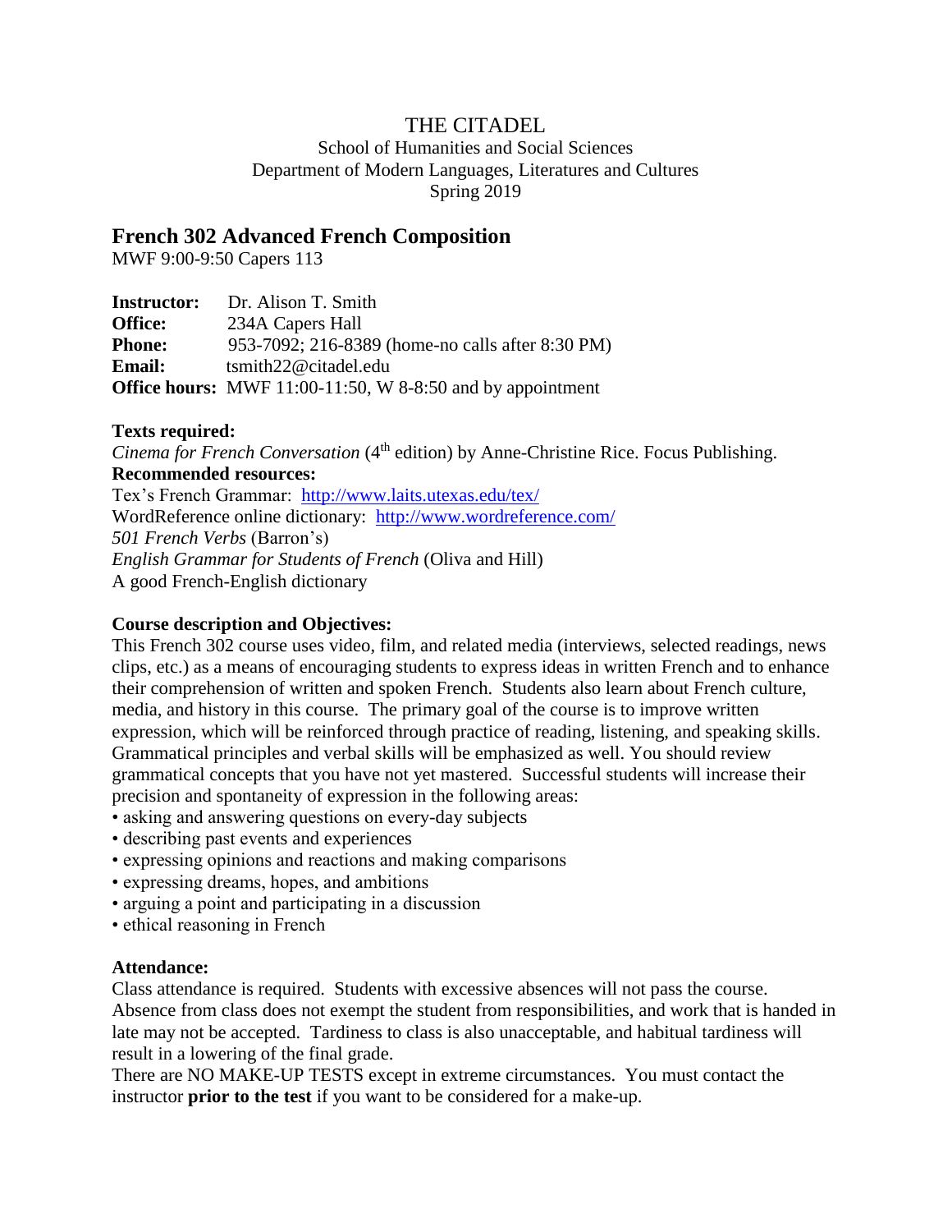# THE CITADEL

School of Humanities and Social Sciences
Department of Modern Languages, Literatures and Cultures
Spring 2019

## French 302 Advanced French Composition

MWF 9:00-9:50 Capers 113

**Instructor:** Dr. Alison T. Smith
**Office:** 234A Capers Hall
**Phone:** 953-7092; 216-8389 (home-no calls after 8:30 PM)
**Email:** tsmith22@citadel.edu
**Office hours:** MWF 11:00-11:50, W 8-8:50 and by appointment

**Texts required:**
*Cinema for French Conversation* (4th edition) by Anne-Christine Rice. Focus Publishing.
**Recommended resources:**
Tex's French Grammar: http://www.laits.utexas.edu/tex/
WordReference online dictionary: http://www.wordreference.com/
*501 French Verbs* (Barron's)
*English Grammar for Students of French* (Oliva and Hill)
A good French-English dictionary

**Course description and Objectives:**
This French 302 course uses video, film, and related media (interviews, selected readings, news clips, etc.) as a means of encouraging students to express ideas in written French and to enhance their comprehension of written and spoken French. Students also learn about French culture, media, and history in this course. The primary goal of the course is to improve written expression, which will be reinforced through practice of reading, listening, and speaking skills. Grammatical principles and verbal skills will be emphasized as well. You should review grammatical concepts that you have not yet mastered. Successful students will increase their precision and spontaneity of expression in the following areas:

- asking and answering questions on every-day subjects
- describing past events and experiences
- expressing opinions and reactions and making comparisons
- expressing dreams, hopes, and ambitions
- arguing a point and participating in a discussion
- ethical reasoning in French

**Attendance:**
Class attendance is required. Students with excessive absences will not pass the course. Absence from class does not exempt the student from responsibilities, and work that is handed in late may not be accepted. Tardiness to class is also unacceptable, and habitual tardiness will result in a lowering of the final grade.
There are NO MAKE-UP TESTS except in extreme circumstances. You must contact the instructor **prior to the test** if you want to be considered for a make-up.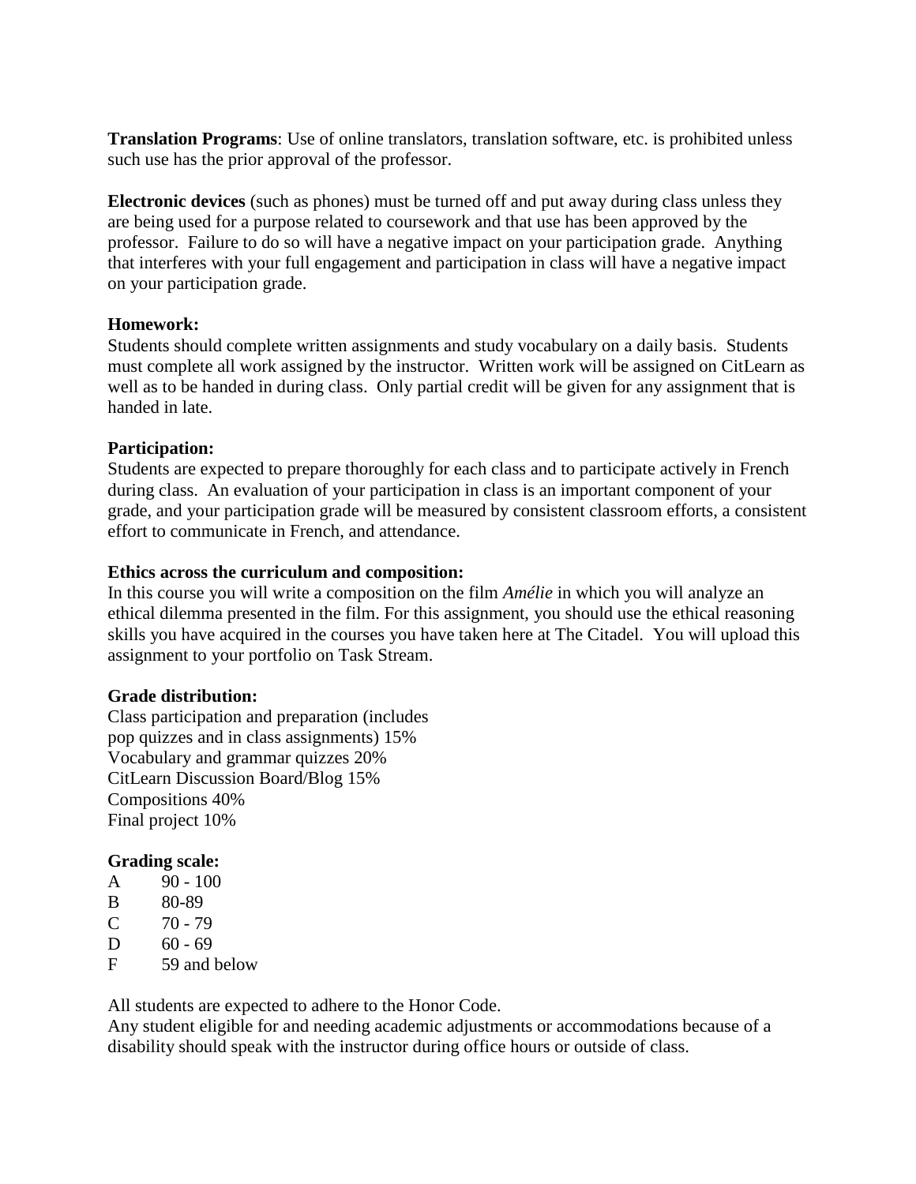**Translation Programs**: Use of online translators, translation software, etc. is prohibited unless such use has the prior approval of the professor.

**Electronic devices** (such as phones) must be turned off and put away during class unless they are being used for a purpose related to coursework and that use has been approved by the professor. Failure to do so will have a negative impact on your participation grade. Anything that interferes with your full engagement and participation in class will have a negative impact on your participation grade.

**Homework:**
Students should complete written assignments and study vocabulary on a daily basis. Students must complete all work assigned by the instructor. Written work will be assigned on CitLearn as well as to be handed in during class. Only partial credit will be given for any assignment that is handed in late.

**Participation:**
Students are expected to prepare thoroughly for each class and to participate actively in French during class. An evaluation of your participation in class is an important component of your grade, and your participation grade will be measured by consistent classroom efforts, a consistent effort to communicate in French, and attendance.

**Ethics across the curriculum and composition:**
In this course you will write a composition on the film *Amélie* in which you will analyze an ethical dilemma presented in the film. For this assignment, you should use the ethical reasoning skills you have acquired in the courses you have taken here at The Citadel. You will upload this assignment to your portfolio on Task Stream.

**Grade distribution:**
Class participation and preparation (includes pop quizzes and in class assignments) 15%
Vocabulary and grammar quizzes 20%
CitLearn Discussion Board/Blog 15%
Compositions 40%
Final project 10%

**Grading scale:**

| | |
|---|---|
| A | 90 - 100 |
| B | 80-89 |
| C | 70 - 79 |
| D | 60 - 69 |
| F | 59 and below |

All students are expected to adhere to the Honor Code.
Any student eligible for and needing academic adjustments or accommodations because of a disability should speak with the instructor during office hours or outside of class.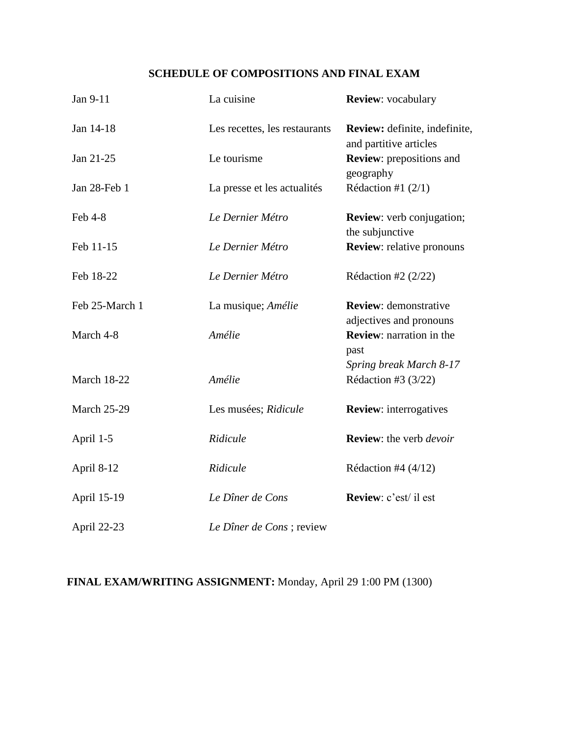## SCHEDULE OF COMPOSITIONS AND FINAL EXAM

| | | |
|---|---|---|
| Jan 9-11 | La cuisine | **Review**: vocabulary |
| Jan 14-18 | Les recettes, les restaurants | **Review:** definite, indefinite, and partitive articles |
| Jan 21-25 | Le tourisme | **Review**: prepositions and geography |
| Jan 28-Feb 1 | La presse et les actualités | Rédaction #1 (2/1) |
| Feb 4-8 | *Le Dernier Métro* | **Review**: verb conjugation; the subjunctive |
| Feb 11-15 | *Le Dernier Métro* | **Review**: relative pronouns |
| Feb 18-22 | *Le Dernier Métro* | Rédaction #2 (2/22) |
| Feb 25-March 1 | La musique; *Amélie* | **Review**: demonstrative adjectives and pronouns |
| March 4-8 | *Amélie* | **Review**: narration in the past<br>*Spring break March 8-17* |
| March 18-22 | *Amélie* | Rédaction #3 (3/22) |
| March 25-29 | Les musées; *Ridicule* | **Review**: interrogatives |
| April 1-5 | *Ridicule* | **Review**: the verb *devoir* |
| April 8-12 | *Ridicule* | Rédaction #4 (4/12) |
| April 15-19 | *Le Dîner de Cons* | **Review**: c'est/ il est |
| April 22-23 | *Le Dîner de Cons* ; review | |

**FINAL EXAM/WRITING ASSIGNMENT:** Monday, April 29 1:00 PM (1300)